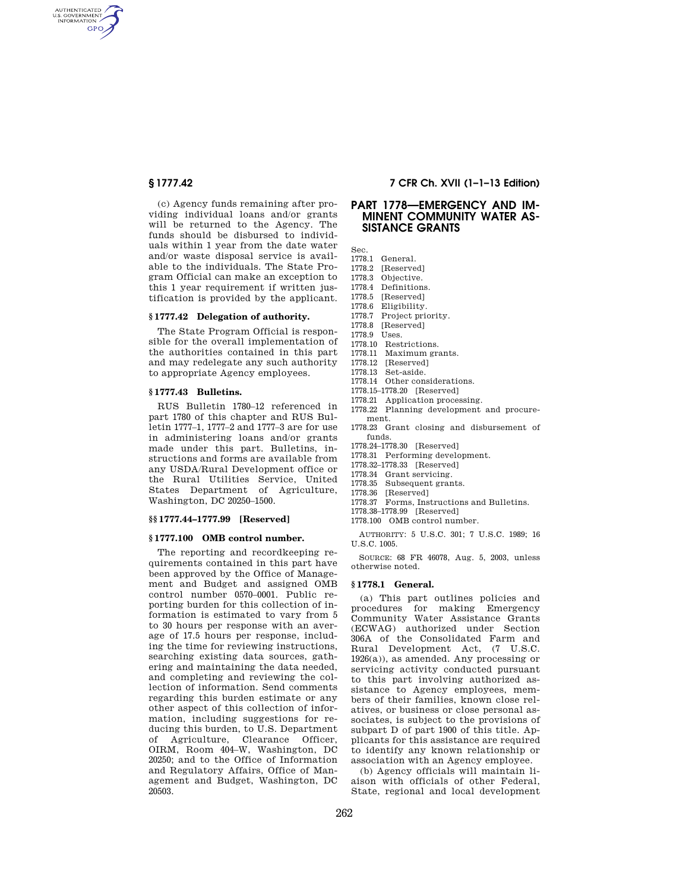(c) Agency funds remaining after providing individual loans and/or grants will be returned to the Agency. The funds should be disbursed to individuals within 1 year from the date water and/or waste disposal service is available to the individuals. The State Program Official can make an exception to this 1 year requirement if written justification is provided by the applicant.

### § 1777.42 Delegation of authority.

The State Program Official is responsible for the overall implementation of the authorities contained in this part and may redelegate any such authority to appropriate Agency employees.

### § 1777.43 Bulletins.

RUS Bulletin 1780–12 referenced in part 1780 of this chapter and RUS Bulletin 1777–1, 1777–2 and 1777–3 are for use in administering loans and/or grants made under this part. Bulletins, instructions and forms are available from any USDA/Rural Development office or the Rural Utilities Service, United States Department of Agriculture, Washington, DC 20250–1500.

### §§ 1777.44–1777.99 [Reserved]

### § 1777.100 OMB control number.

The reporting and recordkeeping requirements contained in this part have been approved by the Office of Management and Budget and assigned OMB control number 0570–0001. Public reporting burden for this collection of information is estimated to vary from 5 to 30 hours per response with an average of 17.5 hours per response, including the time for reviewing instructions, searching existing data sources, gathering and maintaining the data needed, and completing and reviewing the collection of information. Send comments regarding this burden estimate or any other aspect of this collection of information, including suggestions for reducing this burden, to U.S. Department of Agriculture, Clearance Officer, OIRM, Room 404–W, Washington, DC 20250; and to the Office of Information and Regulatory Affairs, Office of Management and Budget, Washington, DC 20503.

## PART 1778—EMERGENCY AND IMMINENT COMMUNITY WATER ASSISTANCE GRANTS

Sec.
1778.1 General.
1778.2 [Reserved]
1778.3 Objective.
1778.4 Definitions.
1778.5 [Reserved]
1778.6 Eligibility.
1778.7 Project priority.
1778.8 [Reserved]
1778.9 Uses.
1778.10 Restrictions.
1778.11 Maximum grants.
1778.12 [Reserved]
1778.13 Set-aside.
1778.14 Other considerations.
1778.15–1778.20 [Reserved]
1778.21 Application processing.
1778.22 Planning development and procurement.
1778.23 Grant closing and disbursement of funds.
1778.24–1778.30 [Reserved]
1778.31 Performing development.
1778.32–1778.33 [Reserved]
1778.34 Grant servicing.
1778.35 Subsequent grants.
1778.36 [Reserved]
1778.37 Forms, Instructions and Bulletins.
1778.38–1778.99 [Reserved]
1778.100 OMB control number.

AUTHORITY: 5 U.S.C. 301; 7 U.S.C. 1989; 16 U.S.C. 1005.

SOURCE: 68 FR 46078, Aug. 5, 2003, unless otherwise noted.

### § 1778.1 General.

(a) This part outlines policies and procedures for making Emergency Community Water Assistance Grants (ECWAG) authorized under Section 306A of the Consolidated Farm and Rural Development Act, (7 U.S.C. 1926(a)), as amended. Any processing or servicing activity conducted pursuant to this part involving authorized assistance to Agency employees, members of their families, known close relatives, or business or close personal associates, is subject to the provisions of subpart D of part 1900 of this title. Applicants for this assistance are required to identify any known relationship or association with an Agency employee.

(b) Agency officials will maintain liaison with officials of other Federal, State, regional and local development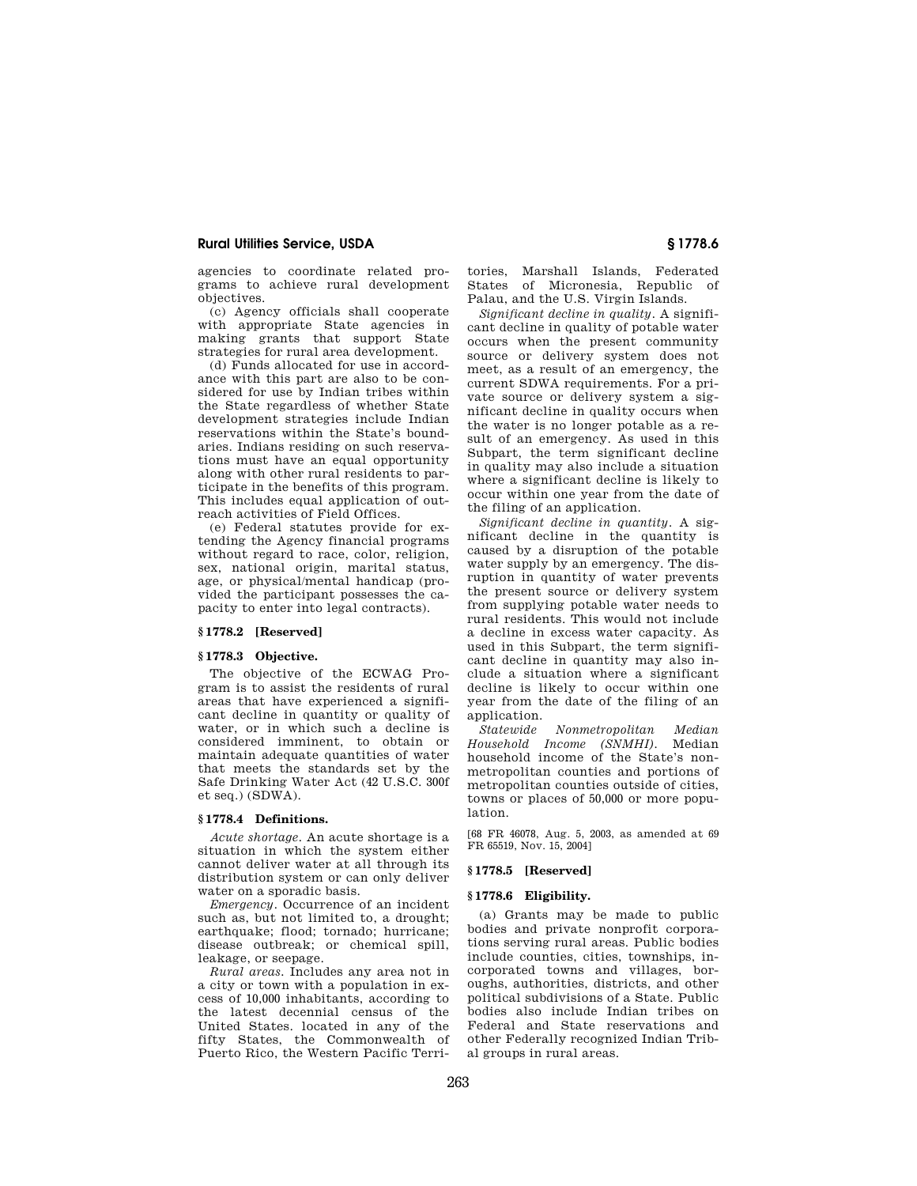agencies to coordinate related programs to achieve rural development objectives.

(c) Agency officials shall cooperate with appropriate State agencies in making grants that support State strategies for rural area development.

(d) Funds allocated for use in accordance with this part are also to be considered for use by Indian tribes within the State regardless of whether State development strategies include Indian reservations within the State's boundaries. Indians residing on such reservations must have an equal opportunity along with other rural residents to participate in the benefits of this program. This includes equal application of outreach activities of Field Offices.

(e) Federal statutes provide for extending the Agency financial programs without regard to race, color, religion, sex, national origin, marital status, age, or physical/mental handicap (provided the participant possesses the capacity to enter into legal contracts).

### § 1778.2 [Reserved]

### § 1778.3 Objective.

The objective of the ECWAG Program is to assist the residents of rural areas that have experienced a significant decline in quantity or quality of water, or in which such a decline is considered imminent, to obtain or maintain adequate quantities of water that meets the standards set by the Safe Drinking Water Act (42 U.S.C. 300f et seq.) (SDWA).

### § 1778.4 Definitions.

*Acute shortage.* An acute shortage is a situation in which the system either cannot deliver water at all through its distribution system or can only deliver water on a sporadic basis.

*Emergency.* Occurrence of an incident such as, but not limited to, a drought; earthquake; flood; tornado; hurricane; disease outbreak; or chemical spill, leakage, or seepage.

*Rural areas.* Includes any area not in a city or town with a population in excess of 10,000 inhabitants, according to the latest decennial census of the United States. located in any of the fifty States, the Commonwealth of Puerto Rico, the Western Pacific Territories, Marshall Islands, Federated States of Micronesia, Republic of Palau, and the U.S. Virgin Islands.

*Significant decline in quality.* A significant decline in quality of potable water occurs when the present community source or delivery system does not meet, as a result of an emergency, the current SDWA requirements. For a private source or delivery system a significant decline in quality occurs when the water is no longer potable as a result of an emergency. As used in this Subpart, the term significant decline in quality may also include a situation where a significant decline is likely to occur within one year from the date of the filing of an application.

*Significant decline in quantity.* A significant decline in the quantity is caused by a disruption of the potable water supply by an emergency. The disruption in quantity of water prevents the present source or delivery system from supplying potable water needs to rural residents. This would not include a decline in excess water capacity. As used in this Subpart, the term significant decline in quantity may also include a situation where a significant decline is likely to occur within one year from the date of the filing of an application.

*Statewide Nonmetropolitan Median Household Income (SNMHI).* Median household income of the State's nonmetropolitan counties and portions of metropolitan counties outside of cities, towns or places of 50,000 or more population.

[68 FR 46078, Aug. 5, 2003, as amended at 69 FR 65519, Nov. 15, 2004]

### § 1778.5 [Reserved]

### § 1778.6 Eligibility.

(a) Grants may be made to public bodies and private nonprofit corporations serving rural areas. Public bodies include counties, cities, townships, incorporated towns and villages, boroughs, authorities, districts, and other political subdivisions of a State. Public bodies also include Indian tribes on Federal and State reservations and other Federally recognized Indian Tribal groups in rural areas.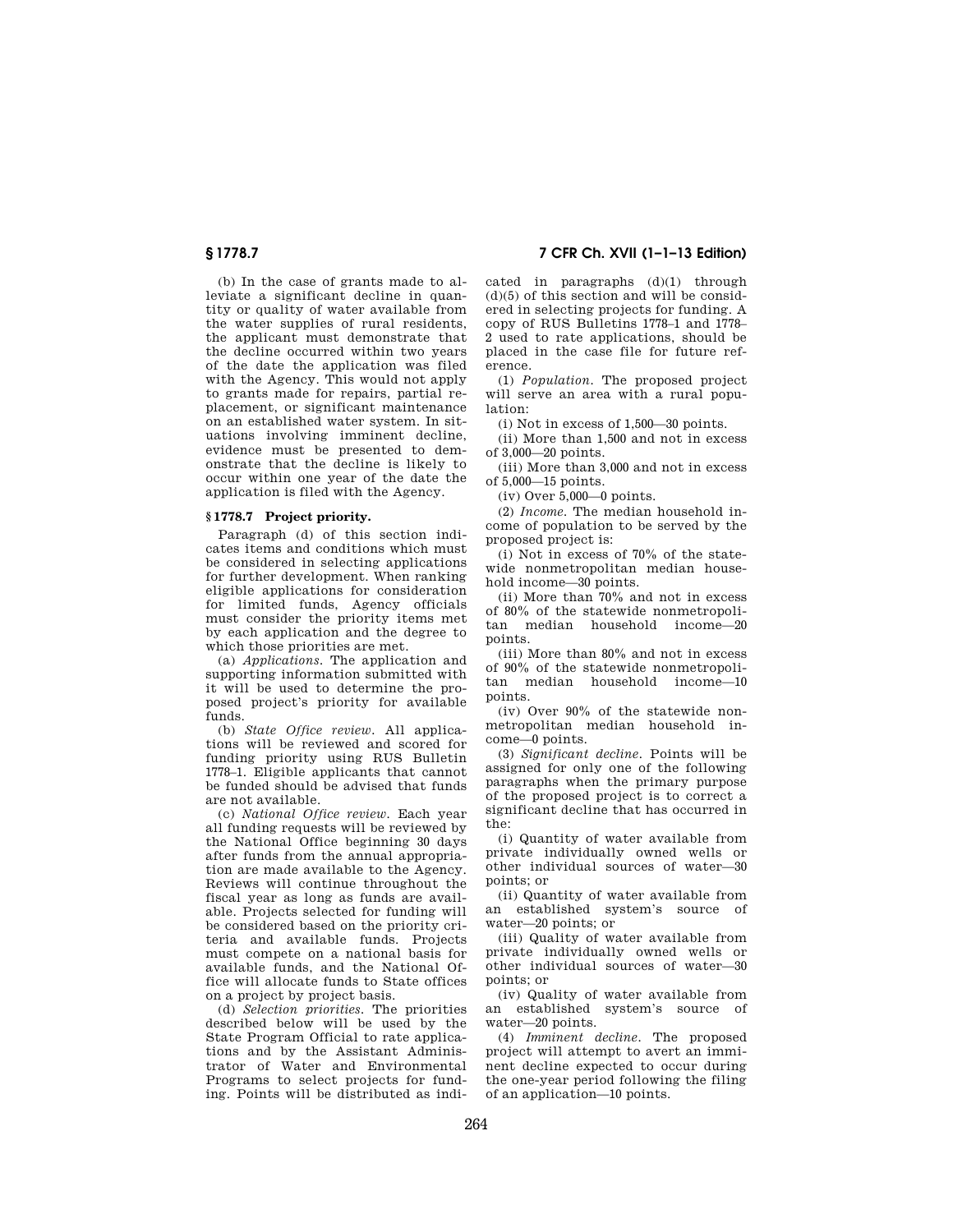(b) In the case of grants made to alleviate a significant decline in quantity or quality of water available from the water supplies of rural residents, the applicant must demonstrate that the decline occurred within two years of the date the application was filed with the Agency. This would not apply to grants made for repairs, partial replacement, or significant maintenance on an established water system. In situations involving imminent decline, evidence must be presented to demonstrate that the decline is likely to occur within one year of the date the application is filed with the Agency.

## § 1778.7 Project priority.

Paragraph (d) of this section indicates items and conditions which must be considered in selecting applications for further development. When ranking eligible applications for consideration for limited funds, Agency officials must consider the priority items met by each application and the degree to which those priorities are met.

(a) *Applications.* The application and supporting information submitted with it will be used to determine the proposed project's priority for available funds.

(b) *State Office review.* All applications will be reviewed and scored for funding priority using RUS Bulletin 1778–1. Eligible applicants that cannot be funded should be advised that funds are not available.

(c) *National Office review.* Each year all funding requests will be reviewed by the National Office beginning 30 days after funds from the annual appropriation are made available to the Agency. Reviews will continue throughout the fiscal year as long as funds are available. Projects selected for funding will be considered based on the priority criteria and available funds. Projects must compete on a national basis for available funds, and the National Office will allocate funds to State offices on a project by project basis.

(d) *Selection priorities.* The priorities described below will be used by the State Program Official to rate applications and by the Assistant Administrator of Water and Environmental Programs to select projects for funding. Points will be distributed as indicated in paragraphs (d)(1) through (d)(5) of this section and will be considered in selecting projects for funding. A copy of RUS Bulletins 1778–1 and 1778–2 used to rate applications, should be placed in the case file for future reference.

(1) *Population.* The proposed project will serve an area with a rural population:

(i) Not in excess of 1,500—30 points.

(ii) More than 1,500 and not in excess of 3,000—20 points.

(iii) More than 3,000 and not in excess of 5,000—15 points.

(iv) Over 5,000—0 points.

(2) *Income.* The median household income of population to be served by the proposed project is:

(i) Not in excess of 70% of the statewide nonmetropolitan median household income—30 points.

(ii) More than 70% and not in excess of 80% of the statewide nonmetropolitan median household income—20 points.

(iii) More than 80% and not in excess of 90% of the statewide nonmetropolitan median household income—10 points.

(iv) Over 90% of the statewide nonmetropolitan median household income—0 points.

(3) *Significant decline.* Points will be assigned for only one of the following paragraphs when the primary purpose of the proposed project is to correct a significant decline that has occurred in the:

(i) Quantity of water available from private individually owned wells or other individual sources of water—30 points; or

(ii) Quantity of water available from an established system's source of water—20 points; or

(iii) Quality of water available from private individually owned wells or other individual sources of water—30 points; or

(iv) Quality of water available from an established system's source of water—20 points.

(4) *Imminent decline.* The proposed project will attempt to avert an imminent decline expected to occur during the one-year period following the filing of an application—10 points.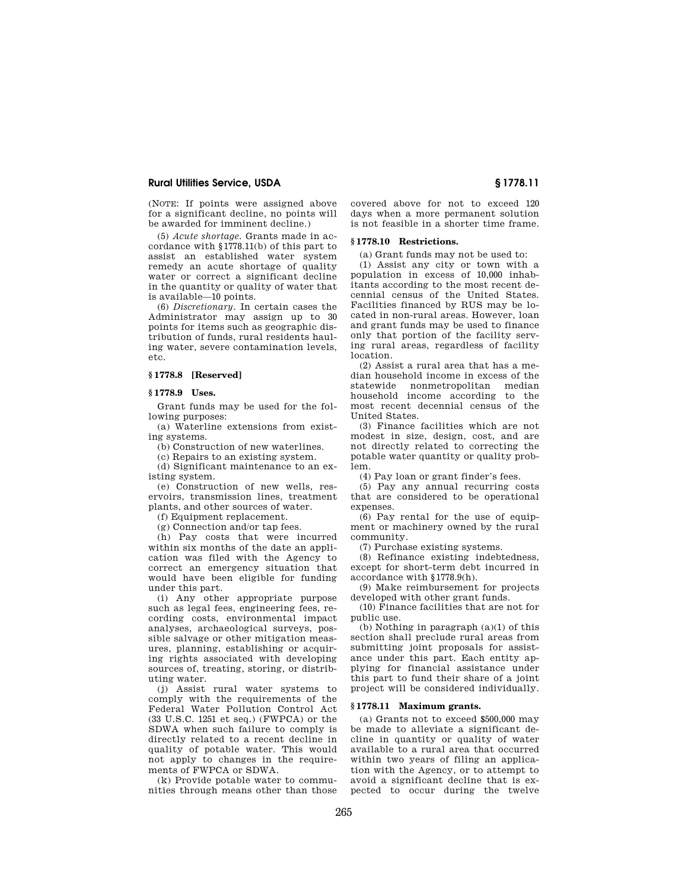(NOTE: If points were assigned above for a significant decline, no points will be awarded for imminent decline.)

(5) *Acute shortage.* Grants made in accordance with §1778.11(b) of this part to assist an established water system remedy an acute shortage of quality water or correct a significant decline in the quantity or quality of water that is available—10 points.

(6) *Discretionary.* In certain cases the Administrator may assign up to 30 points for items such as geographic distribution of funds, rural residents hauling water, severe contamination levels, etc.

### § 1778.8 [Reserved]

### § 1778.9 Uses.

Grant funds may be used for the following purposes:

(a) Waterline extensions from existing systems.

(b) Construction of new waterlines.

(c) Repairs to an existing system.

(d) Significant maintenance to an existing system.

(e) Construction of new wells, reservoirs, transmission lines, treatment plants, and other sources of water.

(f) Equipment replacement.

(g) Connection and/or tap fees.

(h) Pay costs that were incurred within six months of the date an application was filed with the Agency to correct an emergency situation that would have been eligible for funding under this part.

(i) Any other appropriate purpose such as legal fees, engineering fees, recording costs, environmental impact analyses, archaeological surveys, possible salvage or other mitigation measures, planning, establishing or acquiring rights associated with developing sources of, treating, storing, or distributing water.

(j) Assist rural water systems to comply with the requirements of the Federal Water Pollution Control Act (33 U.S.C. 1251 et seq.) (FWPCA) or the SDWA when such failure to comply is directly related to a recent decline in quality of potable water. This would not apply to changes in the requirements of FWPCA or SDWA.

(k) Provide potable water to communities through means other than those covered above for not to exceed 120 days when a more permanent solution is not feasible in a shorter time frame.

### § 1778.10 Restrictions.

(a) Grant funds may not be used to:

(1) Assist any city or town with a population in excess of 10,000 inhabitants according to the most recent decennial census of the United States. Facilities financed by RUS may be located in non-rural areas. However, loan and grant funds may be used to finance only that portion of the facility serving rural areas, regardless of facility location.

(2) Assist a rural area that has a median household income in excess of the statewide nonmetropolitan median household income according to the most recent decennial census of the United States.

(3) Finance facilities which are not modest in size, design, cost, and are not directly related to correcting the potable water quantity or quality problem.

(4) Pay loan or grant finder's fees.

(5) Pay any annual recurring costs that are considered to be operational expenses.

(6) Pay rental for the use of equipment or machinery owned by the rural community.

(7) Purchase existing systems.

(8) Refinance existing indebtedness, except for short-term debt incurred in accordance with §1778.9(h).

(9) Make reimbursement for projects developed with other grant funds.

(10) Finance facilities that are not for public use.

(b) Nothing in paragraph (a)(1) of this section shall preclude rural areas from submitting joint proposals for assistance under this part. Each entity applying for financial assistance under this part to fund their share of a joint project will be considered individually.

### § 1778.11 Maximum grants.

(a) Grants not to exceed $500,000 may be made to alleviate a significant decline in quantity or quality of water available to a rural area that occurred within two years of filing an application with the Agency, or to attempt to avoid a significant decline that is expected to occur during the twelve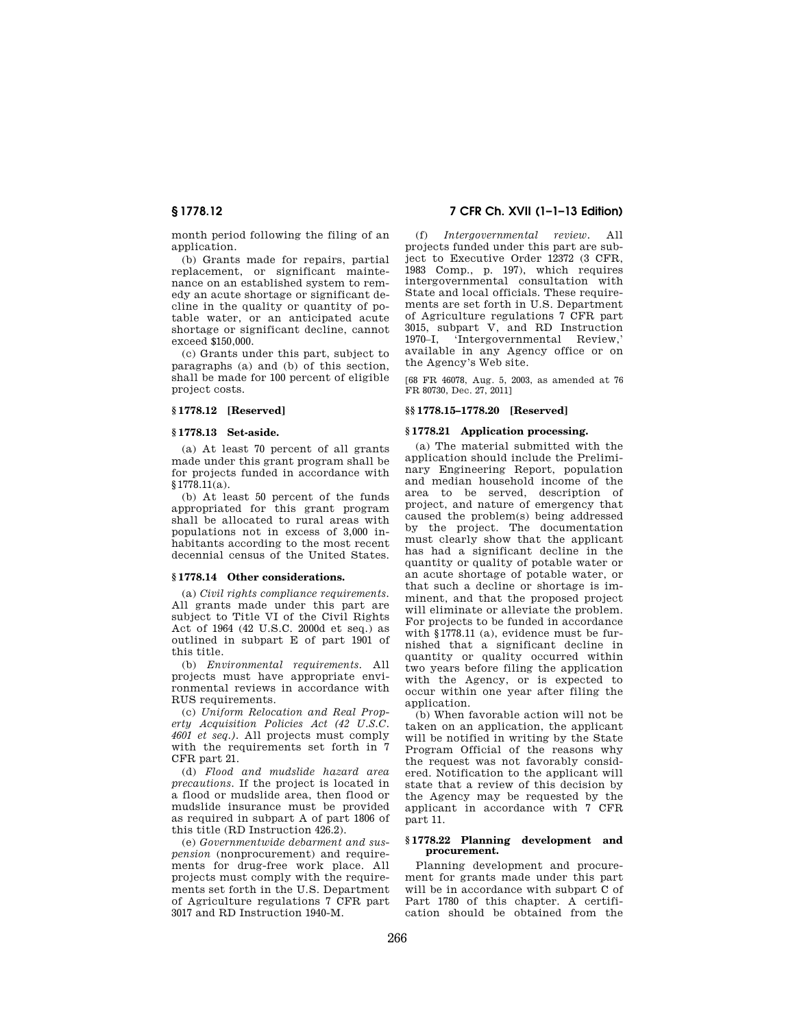month period following the filing of an application.

(b) Grants made for repairs, partial replacement, or significant maintenance on an established system to remedy an acute shortage or significant decline in the quality or quantity of potable water, or an anticipated acute shortage or significant decline, cannot exceed $150,000.

(c) Grants under this part, subject to paragraphs (a) and (b) of this section, shall be made for 100 percent of eligible project costs.

### § 1778.12 [Reserved]

### § 1778.13 Set-aside.

(a) At least 70 percent of all grants made under this grant program shall be for projects funded in accordance with § 1778.11(a).

(b) At least 50 percent of the funds appropriated for this grant program shall be allocated to rural areas with populations not in excess of 3,000 inhabitants according to the most recent decennial census of the United States.

### § 1778.14 Other considerations.

(a) *Civil rights compliance requirements.* All grants made under this part are subject to Title VI of the Civil Rights Act of 1964 (42 U.S.C. 2000d et seq.) as outlined in subpart E of part 1901 of this title.

(b) *Environmental requirements.* All projects must have appropriate environmental reviews in accordance with RUS requirements.

(c) *Uniform Relocation and Real Property Acquisition Policies Act (42 U.S.C. 4601 et seq.).* All projects must comply with the requirements set forth in 7 CFR part 21.

(d) *Flood and mudslide hazard area precautions.* If the project is located in a flood or mudslide area, then flood or mudslide insurance must be provided as required in subpart A of part 1806 of this title (RD Instruction 426.2).

(e) *Governmentwide debarment and suspension* (nonprocurement) and requirements for drug-free work place. All projects must comply with the requirements set forth in the U.S. Department of Agriculture regulations 7 CFR part 3017 and RD Instruction 1940-M.

(f) *Intergovernmental review.* All projects funded under this part are subject to Executive Order 12372 (3 CFR, 1983 Comp., p. 197), which requires intergovernmental consultation with State and local officials. These requirements are set forth in U.S. Department of Agriculture regulations 7 CFR part 3015, subpart V, and RD Instruction 1970–I, 'Intergovernmental Review,' available in any Agency office or on the Agency's Web site.

[68 FR 46078, Aug. 5, 2003, as amended at 76 FR 80730, Dec. 27, 2011]

### §§ 1778.15–1778.20 [Reserved]

### § 1778.21 Application processing.

(a) The material submitted with the application should include the Preliminary Engineering Report, population and median household income of the area to be served, description of project, and nature of emergency that caused the problem(s) being addressed by the project. The documentation must clearly show that the applicant has had a significant decline in the quantity or quality of potable water or an acute shortage of potable water, or that such a decline or shortage is imminent, and that the proposed project will eliminate or alleviate the problem. For projects to be funded in accordance with § 1778.11 (a), evidence must be furnished that a significant decline in quantity or quality occurred within two years before filing the application with the Agency, or is expected to occur within one year after filing the application.

(b) When favorable action will not be taken on an application, the applicant will be notified in writing by the State Program Official of the reasons why the request was not favorably considered. Notification to the applicant will state that a review of this decision by the Agency may be requested by the applicant in accordance with 7 CFR part 11.

### § 1778.22 Planning development and procurement.

Planning development and procurement for grants made under this part will be in accordance with subpart C of Part 1780 of this chapter. A certification should be obtained from the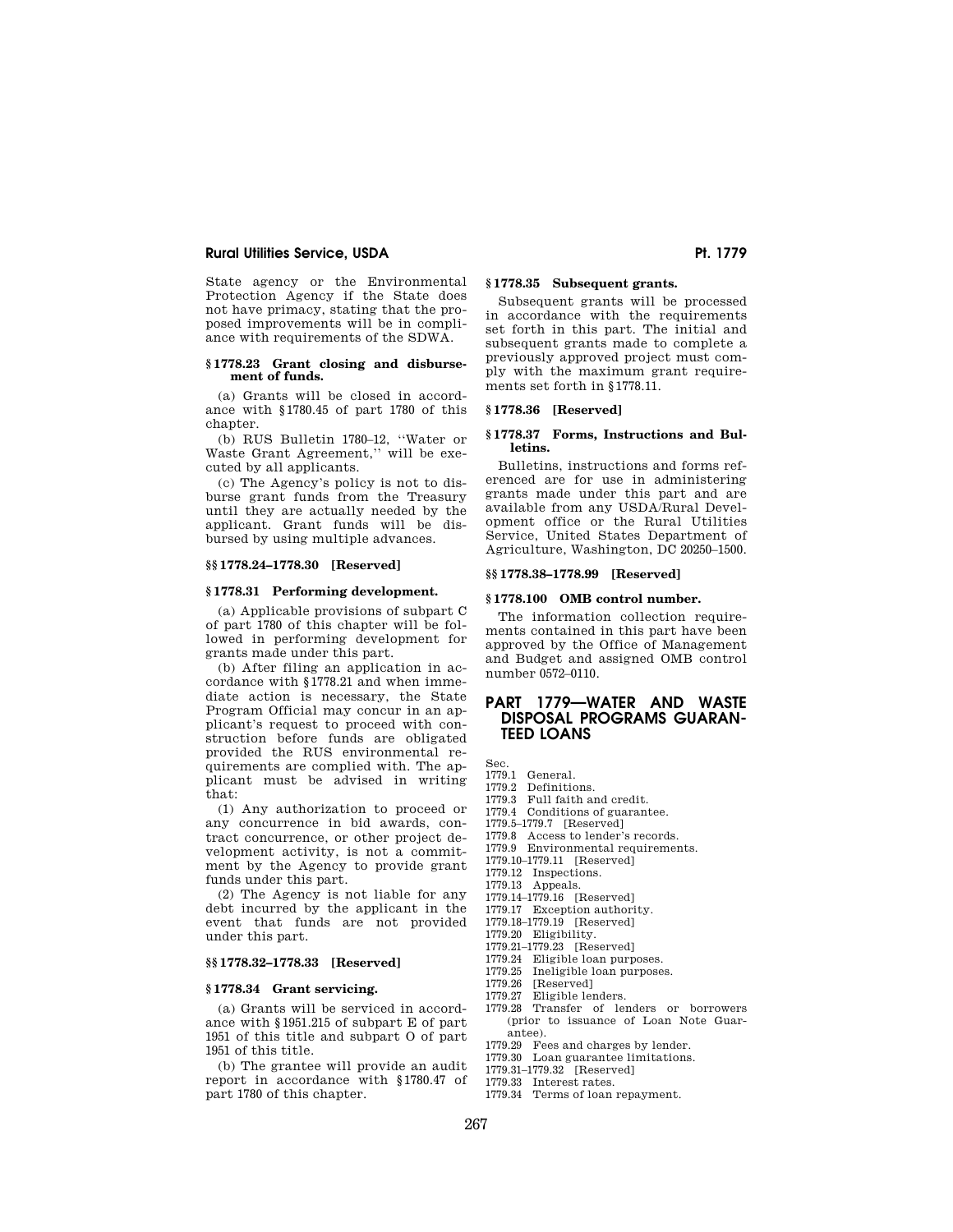State agency or the Environmental Protection Agency if the State does not have primacy, stating that the proposed improvements will be in compliance with requirements of the SDWA.

### § 1778.23 Grant closing and disbursement of funds.

(a) Grants will be closed in accordance with § 1780.45 of part 1780 of this chapter.

(b) RUS Bulletin 1780–12, ''Water or Waste Grant Agreement,'' will be executed by all applicants.

(c) The Agency's policy is not to disburse grant funds from the Treasury until they are actually needed by the applicant. Grant funds will be disbursed by using multiple advances.

### §§ 1778.24–1778.30 [Reserved]

### § 1778.31 Performing development.

(a) Applicable provisions of subpart C of part 1780 of this chapter will be followed in performing development for grants made under this part.

(b) After filing an application in accordance with § 1778.21 and when immediate action is necessary, the State Program Official may concur in an applicant's request to proceed with construction before funds are obligated provided the RUS environmental requirements are complied with. The applicant must be advised in writing that:

(1) Any authorization to proceed or any concurrence in bid awards, contract concurrence, or other project development activity, is not a commitment by the Agency to provide grant funds under this part.

(2) The Agency is not liable for any debt incurred by the applicant in the event that funds are not provided under this part.

### §§ 1778.32–1778.33 [Reserved]

### § 1778.34 Grant servicing.

(a) Grants will be serviced in accordance with § 1951.215 of subpart E of part 1951 of this title and subpart O of part 1951 of this title.

(b) The grantee will provide an audit report in accordance with § 1780.47 of part 1780 of this chapter.

### § 1778.35 Subsequent grants.

Subsequent grants will be processed in accordance with the requirements set forth in this part. The initial and subsequent grants made to complete a previously approved project must comply with the maximum grant requirements set forth in § 1778.11.

### § 1778.36 [Reserved]

### § 1778.37 Forms, Instructions and Bulletins.

Bulletins, instructions and forms referenced are for use in administering grants made under this part and are available from any USDA/Rural Development office or the Rural Utilities Service, United States Department of Agriculture, Washington, DC 20250–1500.

### §§ 1778.38–1778.99 [Reserved]

### § 1778.100 OMB control number.

The information collection requirements contained in this part have been approved by the Office of Management and Budget and assigned OMB control number 0572–0110.

## PART 1779—WATER AND WASTE DISPOSAL PROGRAMS GUARANTEED LOANS

Sec.
1779.1 General.
1779.2 Definitions.
1779.3 Full faith and credit.
1779.4 Conditions of guarantee.
1779.5–1779.7 [Reserved]
1779.8 Access to lender's records.
1779.9 Environmental requirements.
1779.10–1779.11 [Reserved]
1779.12 Inspections.
1779.13 Appeals.
1779.14–1779.16 [Reserved]
1779.17 Exception authority.
1779.18–1779.19 [Reserved]
1779.20 Eligibility.
1779.21–1779.23 [Reserved]
1779.24 Eligible loan purposes.
1779.25 Ineligible loan purposes.
1779.26 [Reserved]
1779.27 Eligible lenders.
1779.28 Transfer of lenders or borrowers (prior to issuance of Loan Note Guarantee).
1779.29 Fees and charges by lender.
1779.30 Loan guarantee limitations.
1779.31–1779.32 [Reserved]
1779.33 Interest rates.
1779.34 Terms of loan repayment.